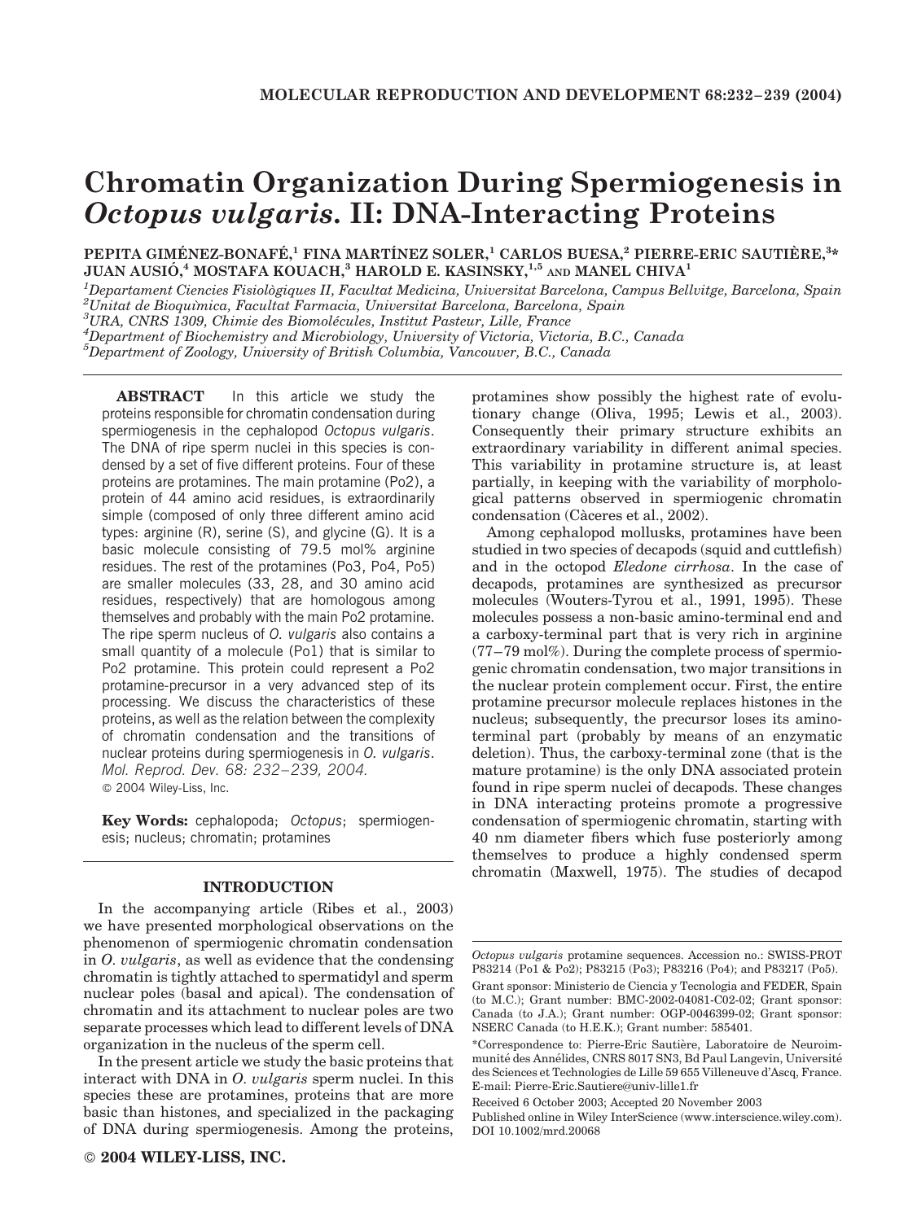# Chromatin Organization During Spermiogenesis in *Octopus vulgaris*. II: DNA-Interacting Proteins

PEPITA GIMÉNEZ-BONAFÉ,[1] FINA MARTÍNEZ SOLER,[1] CARLOS BUESA,[2] PIERRE-ERIC SAUTIÈRE,[3]* JUAN AUSIÓ,[4] MOSTAFA KOUACH,[3] HAROLD E. KASINSKY,[1,5] AND MANEL CHIVA[1]

[1]*Departament Ciencies Fisiològiques II, Facultat Medicina, Universitat Barcelona, Campus Bellvitge, Barcelona, Spain*
[2]*Unitat de Bioquìmica, Facultat Farmacia, Universitat Barcelona, Barcelona, Spain*
[3]*URA, CNRS 1309, Chimie des Biomolécules, Institut Pasteur, Lille, France*
[4]*Department of Biochemistry and Microbiology, University of Victoria, Victoria, B.C., Canada*
[5]*Department of Zoology, University of British Columbia, Vancouver, B.C., Canada*

**ABSTRACT** In this article we study the proteins responsible for chromatin condensation during spermiogenesis in the cephalopod *Octopus vulgaris*. The DNA of ripe sperm nuclei in this species is condensed by a set of five different proteins. Four of these proteins are protamines. The main protamine (Po2), a protein of 44 amino acid residues, is extraordinarily simple (composed of only three different amino acid types: arginine (R), serine (S), and glycine (G). It is a basic molecule consisting of 79.5 mol% arginine residues. The rest of the protamines (Po3, Po4, Po5) are smaller molecules (33, 28, and 30 amino acid residues, respectively) that are homologous among themselves and probably with the main Po2 protamine. The ripe sperm nucleus of *O. vulgaris* also contains a small quantity of a molecule (Po1) that is similar to Po2 protamine. This protein could represent a Po2 protamine-precursor in a very advanced step of its processing. We discuss the characteristics of these proteins, as well as the relation between the complexity of chromatin condensation and the transitions of nuclear proteins during spermiogenesis in *O. vulgaris*. *Mol. Reprod. Dev. 68: 232–239, 2004.* © 2004 Wiley-Liss, Inc.

**Key Words:** cephalopoda; *Octopus*; spermiogenesis; nucleus; chromatin; protamines

## INTRODUCTION

In the accompanying article (Ribes et al., 2003) we have presented morphological observations on the phenomenon of spermiogenic chromatin condensation in *O. vulgaris*, as well as evidence that the condensing chromatin is tightly attached to spermatidyl and sperm nuclear poles (basal and apical). The condensation of chromatin and its attachment to nuclear poles are two separate processes which lead to different levels of DNA organization in the nucleus of the sperm cell.

In the present article we study the basic proteins that interact with DNA in *O. vulgaris* sperm nuclei. In this species these are protamines, proteins that are more basic than histones, and specialized in the packaging of DNA during spermiogenesis. Among the proteins, protamines show possibly the highest rate of evolutionary change (Oliva, 1995; Lewis et al., 2003). Consequently their primary structure exhibits an extraordinary variability in different animal species. This variability in protamine structure is, at least partially, in keeping with the variability of morphological patterns observed in spermiogenic chromatin condensation (Càceres et al., 2002).

Among cephalopod mollusks, protamines have been studied in two species of decapods (squid and cuttlefish) and in the octopod *Eledone cirrhosa*. In the case of decapods, protamines are synthesized as precursor molecules (Wouters-Tyrou et al., 1991, 1995). These molecules possess a non-basic amino-terminal end and a carboxy-terminal part that is very rich in arginine (77–79 mol%). During the complete process of spermiogenic chromatin condensation, two major transitions in the nuclear protein complement occur. First, the entire protamine precursor molecule replaces histones in the nucleus; subsequently, the precursor loses its amino-terminal part (probably by means of an enzymatic deletion). Thus, the carboxy-terminal zone (that is the mature protamine) is the only DNA associated protein found in ripe sperm nuclei of decapods. These changes in DNA interacting proteins promote a progressive condensation of spermiogenic chromatin, starting with 40 nm diameter fibers which fuse posteriorly among themselves to produce a highly condensed sperm chromatin (Maxwell, 1975). The studies of decapod

*Octopus vulgaris* protamine sequences. Accession no.: SWISS-PROT P83214 (Po1 & Po2); P83215 (Po3); P83216 (Po4); and P83217 (Po5).

Grant sponsor: Ministerio de Ciencia y Tecnologia and FEDER, Spain (to M.C.); Grant number: BMC-2002-04081-C02-02; Grant sponsor: Canada (to J.A.); Grant number: OGP-0046399-02; Grant sponsor: NSERC Canada (to H.E.K.); Grant number: 585401.

*Correspondence to: Pierre-Eric Sautière, Laboratoire de Neuroimmunité des Annélides, CNRS 8017 SN3, Bd Paul Langevin, Université des Sciences et Technologies de Lille 59 655 Villeneuve d'Ascq, France. E-mail: Pierre-Eric.Sautiere@univ-lille1.fr

Received 6 October 2003; Accepted 20 November 2003

Published online in Wiley InterScience (www.interscience.wiley.com). DOI 10.1002/mrd.20068

© 2004 WILEY-LISS, INC.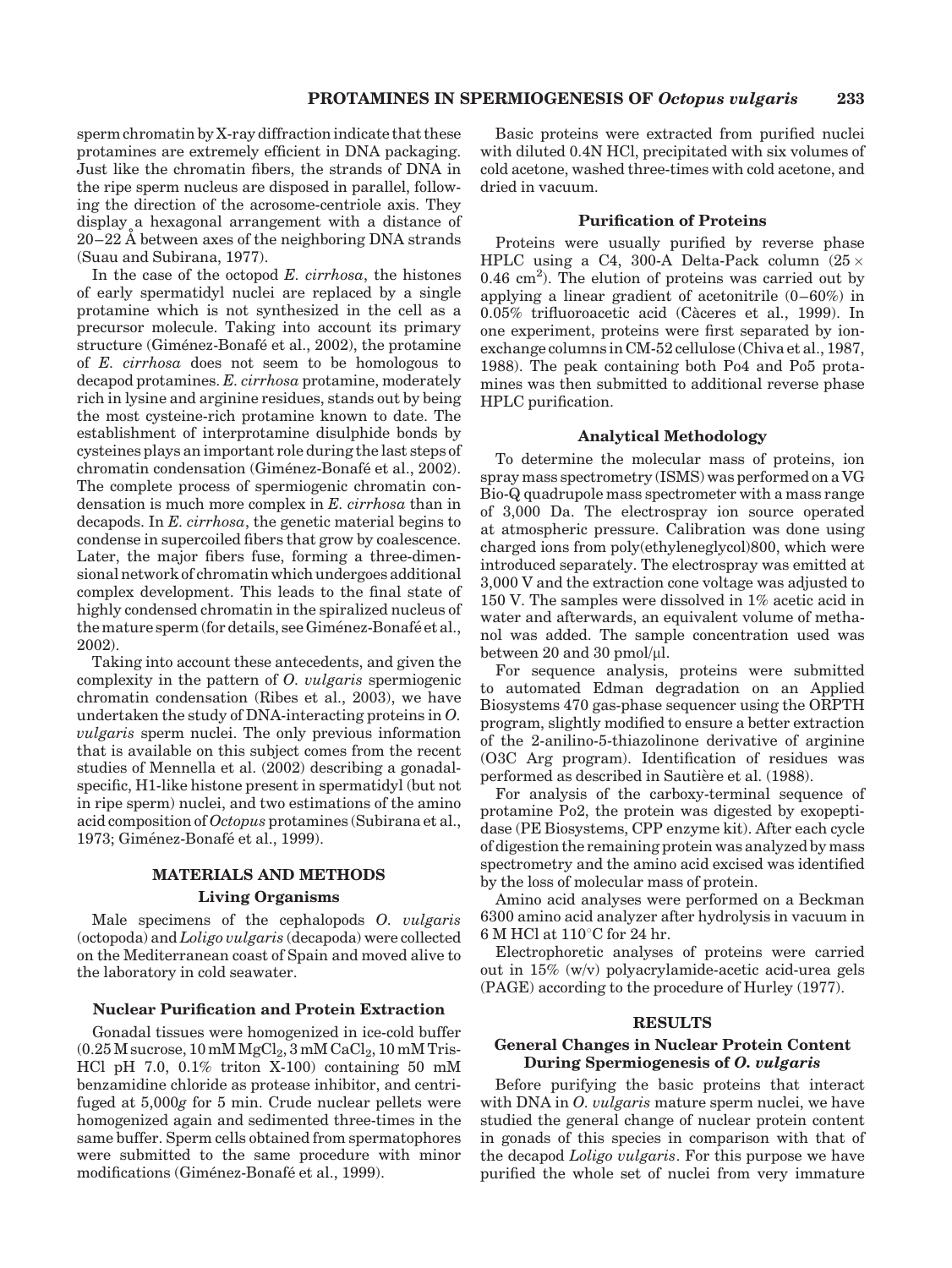sperm chromatin by X-ray diffraction indicate that these protamines are extremely efficient in DNA packaging. Just like the chromatin fibers, the strands of DNA in the ripe sperm nucleus are disposed in parallel, following the direction of the acrosome-centriole axis. They display a hexagonal arrangement with a distance of 20–22 Å between axes of the neighboring DNA strands (Suau and Subirana, 1977).

In the case of the octopod *E. cirrhosa*, the histones of early spermatidyl nuclei are replaced by a single protamine which is not synthesized in the cell as a precursor molecule. Taking into account its primary structure (Giménez-Bonafé et al., 2002), the protamine of *E. cirrhosa* does not seem to be homologous to decapod protamines. *E. cirrhosa* protamine, moderately rich in lysine and arginine residues, stands out by being the most cysteine-rich protamine known to date. The establishment of interprotamine disulphide bonds by cysteines plays an important role during the last steps of chromatin condensation (Giménez-Bonafé et al., 2002). The complete process of spermiogenic chromatin condensation is much more complex in *E. cirrhosa* than in decapods. In *E. cirrhosa*, the genetic material begins to condense in supercoiled fibers that grow by coalescence. Later, the major fibers fuse, forming a three-dimensional network of chromatin which undergoes additional complex development. This leads to the final state of highly condensed chromatin in the spiralized nucleus of the mature sperm (for details, see Giménez-Bonafé et al., 2002).

Taking into account these antecedents, and given the complexity in the pattern of *O. vulgaris* spermiogenic chromatin condensation (Ribes et al., 2003), we have undertaken the study of DNA-interacting proteins in *O. vulgaris* sperm nuclei. The only previous information that is available on this subject comes from the recent studies of Mennella et al. (2002) describing a gonadal-specific, H1-like histone present in spermatidyl (but not in ripe sperm) nuclei, and two estimations of the amino acid composition of *Octopus* protamines (Subirana et al., 1973; Giménez-Bonafé et al., 1999).

## MATERIALS AND METHODS

### Living Organisms

Male specimens of the cephalopods *O. vulgaris* (octopoda) and *Loligo vulgaris* (decapoda) were collected on the Mediterranean coast of Spain and moved alive to the laboratory in cold seawater.

### Nuclear Purification and Protein Extraction

Gonadal tissues were homogenized in ice-cold buffer (0.25 M sucrose, 10 mM $MgCl_2$, 3 mM $CaCl_2$, 10 mM Tris-HCl pH 7.0, 0.1% triton X-100) containing 50 mM benzamidine chloride as protease inhibitor, and centrifuged at 5,000*g* for 5 min. Crude nuclear pellets were homogenized again and sedimented three-times in the same buffer. Sperm cells obtained from spermatophores were submitted to the same procedure with minor modifications (Giménez-Bonafé et al., 1999).

Basic proteins were extracted from purified nuclei with diluted 0.4N HCl, precipitated with six volumes of cold acetone, washed three-times with cold acetone, and dried in vacuum.

### Purification of Proteins

Proteins were usually purified by reverse phase HPLC using a C4, 300-A Delta-Pack column ($25 \times 0.46$ $cm^2$). The elution of proteins was carried out by applying a linear gradient of acetonitrile (0–60%) in 0.05% trifluoroacetic acid (Càceres et al., 1999). In one experiment, proteins were first separated by ion-exchange columns in CM-52 cellulose (Chiva et al., 1987, 1988). The peak containing both Po4 and Po5 protamines was then submitted to additional reverse phase HPLC purification.

### Analytical Methodology

To determine the molecular mass of proteins, ion spray mass spectrometry (ISMS) was performed on a VG Bio-Q quadrupole mass spectrometer with a mass range of 3,000 Da. The electrospray ion source operated at atmospheric pressure. Calibration was done using charged ions from poly(ethyleneglycol)800, which were introduced separately. The electrospray was emitted at 3,000 V and the extraction cone voltage was adjusted to 150 V. The samples were dissolved in 1% acetic acid in water and afterwards, an equivalent volume of methanol was added. The sample concentration used was between 20 and 30 pmol/µl.

For sequence analysis, proteins were submitted to automated Edman degradation on an Applied Biosystems 470 gas-phase sequencer using the ORPTH program, slightly modified to ensure a better extraction of the 2-anilino-5-thiazolinone derivative of arginine (O3C Arg program). Identification of residues was performed as described in Sautière et al. (1988).

For analysis of the carboxy-terminal sequence of protamine Po2, the protein was digested by exopeptidase (PE Biosystems, CPP enzyme kit). After each cycle of digestion the remaining protein was analyzed by mass spectrometry and the amino acid excised was identified by the loss of molecular mass of protein.

Amino acid analyses were performed on a Beckman 6300 amino acid analyzer after hydrolysis in vacuum in 6 M HCl at 110°C for 24 hr.

Electrophoretic analyses of proteins were carried out in 15% (w/v) polyacrylamide-acetic acid-urea gels (PAGE) according to the procedure of Hurley (1977).

## RESULTS

### General Changes in Nuclear Protein Content During Spermiogenesis of *O. vulgaris*

Before purifying the basic proteins that interact with DNA in *O. vulgaris* mature sperm nuclei, we have studied the general change of nuclear protein content in gonads of this species in comparison with that of the decapod *Loligo vulgaris*. For this purpose we have purified the whole set of nuclei from very immature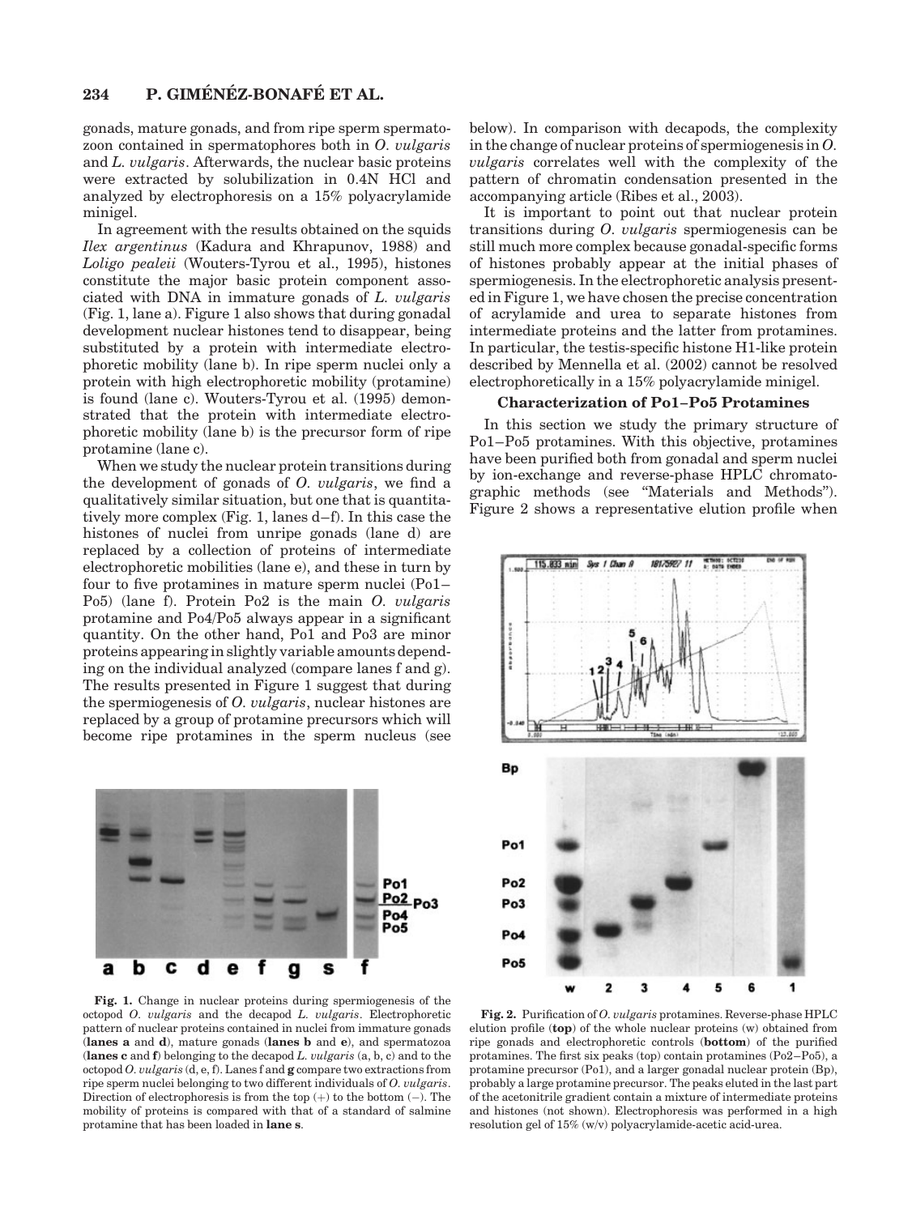gonads, mature gonads, and from ripe sperm spermatozoon contained in spermatophores both in *O. vulgaris* and *L. vulgaris*. Afterwards, the nuclear basic proteins were extracted by solubilization in 0.4N HCl and analyzed by electrophoresis on a 15% polyacrylamide minigel.

In agreement with the results obtained on the squids *Ilex argentinus* (Kadura and Khrapunov, 1988) and *Loligo pealeii* (Wouters-Tyrou et al., 1995), histones constitute the major basic protein component associated with DNA in immature gonads of *L. vulgaris* (Fig. 1, lane a). Figure 1 also shows that during gonadal development nuclear histones tend to disappear, being substituted by a protein with intermediate electrophoretic mobility (lane b). In ripe sperm nuclei only a protein with high electrophoretic mobility (protamine) is found (lane c). Wouters-Tyrou et al. (1995) demonstrated that the protein with intermediate electrophoretic mobility (lane b) is the precursor form of ripe protamine (lane c).

When we study the nuclear protein transitions during the development of gonads of *O. vulgaris*, we find a qualitatively similar situation, but one that is quantitatively more complex (Fig. 1, lanes d–f). In this case the histones of nuclei from unripe gonads (lane d) are replaced by a collection of proteins of intermediate electrophoretic mobilities (lane e), and these in turn by four to five protamines in mature sperm nuclei (Po1–Po5) (lane f). Protein Po2 is the main *O. vulgaris* protamine and Po4/Po5 always appear in a significant quantity. On the other hand, Po1 and Po3 are minor proteins appearing in slightly variable amounts depending on the individual analyzed (compare lanes f and g). The results presented in Figure 1 suggest that during the spermiogenesis of *O. vulgaris*, nuclear histones are replaced by a group of protamine precursors which will become ripe protamines in the sperm nucleus (see below). In comparison with decapods, the complexity in the change of nuclear proteins of spermiogenesis in *O. vulgaris* correlates well with the complexity of the pattern of chromatin condensation presented in the accompanying article (Ribes et al., 2003).

**Fig. 1.** Change in nuclear proteins during spermiogenesis of the octopod *O. vulgaris* and the decapod *L. vulgaris*. Electrophoretic pattern of nuclear proteins contained in nuclei from immature gonads (**lanes a** and **d**), mature gonads (**lanes b** and **e**), and spermatozoa (**lanes c** and **f**) belonging to the decapod *L. vulgaris* (a, b, c) and to the octopod *O. vulgaris* (d, e, f). Lanes f and **g** compare two extractions from ripe sperm nuclei belonging to two different individuals of *O. vulgaris*. Direction of electrophoresis is from the top (+) to the bottom (−). The mobility of proteins is compared with that of a standard of salmine protamine that has been loaded in **lane s**.

It is important to point out that nuclear protein transitions during *O. vulgaris* spermiogenesis can be still much more complex because gonadal-specific forms of histones probably appear at the initial phases of spermiogenesis. In the electrophoretic analysis presented in Figure 1, we have chosen the precise concentration of acrylamide and urea to separate histones from intermediate proteins and the latter from protamines. In particular, the testis-specific histone H1-like protein described by Mennella et al. (2002) cannot be resolved electrophoretically in a 15% polyacrylamide minigel.

### Characterization of Po1–Po5 Protamines

In this section we study the primary structure of Po1–Po5 protamines. With this objective, protamines have been purified both from gonadal and sperm nuclei by ion-exchange and reverse-phase HPLC chromatographic methods (see "Materials and Methods"). Figure 2 shows a representative elution profile when

**Fig. 2.** Purification of *O. vulgaris* protamines. Reverse-phase HPLC elution profile (**top**) of the whole nuclear proteins (w) obtained from ripe gonads and electrophoretic controls (**bottom**) of the purified protamines. The first six peaks (top) contain protamines (Po2–Po5), a protamine precursor (Po1), and a larger gonadal nuclear protein (Bp), probably a large protamine precursor. The peaks eluted in the last part of the acetonitrile gradient contain a mixture of intermediate proteins and histones (not shown). Electrophoresis was performed in a high resolution gel of 15% (w/v) polyacrylamide-acetic acid-urea.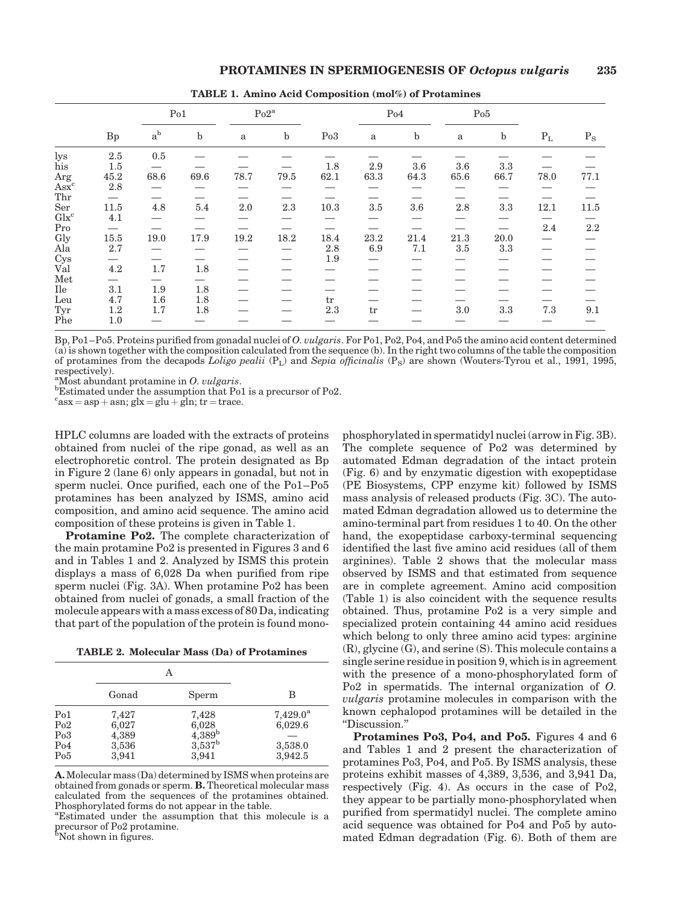**TABLE 1. Amino Acid Composition (mol%) of Protamines**

| | Bp | Po1 | | Po2[a] | | Po3 | Po4 | | Po5 | | $P_L$ | $P_S$ |
|---|---|---|---|---|---|---|---|---|---|---|---|---|
| | | a[b] | b | a | b | | a | b | a | b | | |
| lys | 2.5 | 0.5 | — | — | — | — | — | — | — | — | — | — |
| his | 1.5 | — | — | — | — | 1.8 | 2.9 | 3.6 | 3.6 | 3.3 | — | — |
| Arg | 45.2 | 68.6 | 69.6 | 78.7 | 79.5 | 62.1 | 63.3 | 64.3 | 65.6 | 66.7 | 78.0 | 77.1 |
| Asx[c] | 2.8 | — | — | — | — | — | — | — | — | — | — | — |
| Thr | — | — | — | — | — | — | — | — | — | — | — | — |
| Ser | 11.5 | 4.8 | 5.4 | 2.0 | 2.3 | 10.3 | 3.5 | 3.6 | 2.8 | 3.3 | 12.1 | 11.5 |
| Glx[c] | 4.1 | — | — | — | — | — | — | — | — | — | — | — |
| Pro | — | — | — | — | — | — | — | — | — | — | 2.4 | 2.2 |
| Gly | 15.5 | 19.0 | 17.9 | 19.2 | 18.2 | 18.4 | 23.2 | 21.4 | 21.3 | 20.0 | — | — |
| Ala | 2.7 | — | — | — | — | 2.8 | 6.9 | 7.1 | 3.5 | 3.3 | — | — |
| Cys | — | — | — | — | — | 1.9 | — | — | — | — | — | — |
| Val | 4.2 | 1.7 | 1.8 | — | — | — | — | — | — | — | — | — |
| Met | — | — | — | — | — | — | — | — | — | — | — | — |
| Ile | 3.1 | 1.9 | 1.8 | — | — | — | — | — | — | — | — | — |
| Leu | 4.7 | 1.6 | 1.8 | — | — | tr | — | — | — | — | — | — |
| Tyr | 1.2 | 1.7 | 1.8 | — | — | 2.3 | tr | — | 3.0 | 3.3 | 7.3 | 9.1 |
| Phe | 1.0 | — | — | — | — | — | — | — | — | — | — | — |

Bp, Po1–Po5. Proteins purified from gonadal nuclei of *O. vulgaris*. For Po1, Po2, Po4, and Po5 the amino acid content determined (a) is shown together with the composition calculated from the sequence (b). In the right two columns of the table the composition of protamines from the decapods *Loligo pealii* ($P_L$) and *Sepia officinalis* ($P_S$) are shown (Wouters-Tyrou et al., 1991, 1995, respectively).
[a]Most abundant protamine in *O. vulgaris*.
[b]Estimated under the assumption that Po1 is a precursor of Po2.
[c]asx = asp + asn; glx = glu + gln; tr = trace.

HPLC columns are loaded with the extracts of proteins obtained from nuclei of the ripe gonad, as well as an electrophoretic control. The protein designated as Bp in Figure 2 (lane 6) only appears in gonadal, but not in sperm nuclei. Once purified, each one of the Po1–Po5 protamines has been analyzed by ISMS, amino acid composition, and amino acid sequence. The amino acid composition of these proteins is given in Table 1.

**Protamine Po2.** The complete characterization of the main protamine Po2 is presented in Figures 3 and 6 and in Tables 1 and 2. Analyzed by ISMS this protein displays a mass of 6,028 Da when purified from ripe sperm nuclei (Fig. 3A). When protamine Po2 has been obtained from nuclei of gonads, a small fraction of the molecule appears with a mass excess of 80 Da, indicating that part of the population of the protein is found mono-phosphorylated in spermatidyl nuclei (arrow in Fig. 3B). The complete sequence of Po2 was determined by automated Edman degradation of the intact protein (Fig. 6) and by enzymatic digestion with exopeptidase (PE Biosystems, CPP enzyme kit) followed by ISMS mass analysis of released products (Fig. 3C). The automated Edman degradation allowed us to determine the amino-terminal part from residues 1 to 40. On the other hand, the exopeptidase carboxy-terminal sequencing identified the last five amino acid residues (all of them arginines). Table 2 shows that the molecular mass observed by ISMS and that estimated from sequence are in complete agreement. Amino acid composition (Table 1) is also coincident with the sequence results obtained. Thus, protamine Po2 is a very simple and specialized protein containing 44 amino acid residues which belong to only three amino acid types: arginine (R), glycine (G), and serine (S). This molecule contains a single serine residue in position 9, which is in agreement with the presence of a mono-phosphorylated form of Po2 in spermatids. The internal organization of *O. vulgaris* protamine molecules in comparison with the known cephalopod protamines will be detailed in the "Discussion."

**TABLE 2. Molecular Mass (Da) of Protamines**

| | A | | B |
|---|---|---|---|
| | Gonad | Sperm | |
| Po1 | 7,427 | 7,428 | 7,429.0[a] |
| Po2 | 6,027 | 6,028 | 6,029.6 |
| Po3 | 4,389 | 4,389[b] | — |
| Po4 | 3,536 | 3,537[b] | 3,538.0 |
| Po5 | 3,941 | 3,941 | 3,942.5 |

**A.** Molecular mass (Da) determined by ISMS when proteins are obtained from gonads or sperm. **B.** Theoretical molecular mass calculated from the sequences of the protamines obtained. Phosphorylated forms do not appear in the table.
[a]Estimated under the assumption that this molecule is a precursor of Po2 protamine.
[b]Not shown in figures.

**Protamines Po3, Po4, and Po5.** Figures 4 and 6 and Tables 1 and 2 present the characterization of protamines Po3, Po4, and Po5. By ISMS analysis, these proteins exhibit masses of 4,389, 3,536, and 3,941 Da, respectively (Fig. 4). As occurs in the case of Po2, they appear to be partially mono-phosphorylated when purified from spermatidyl nuclei. The complete amino acid sequence was obtained for Po4 and Po5 by automated Edman degradation (Fig. 6). Both of them are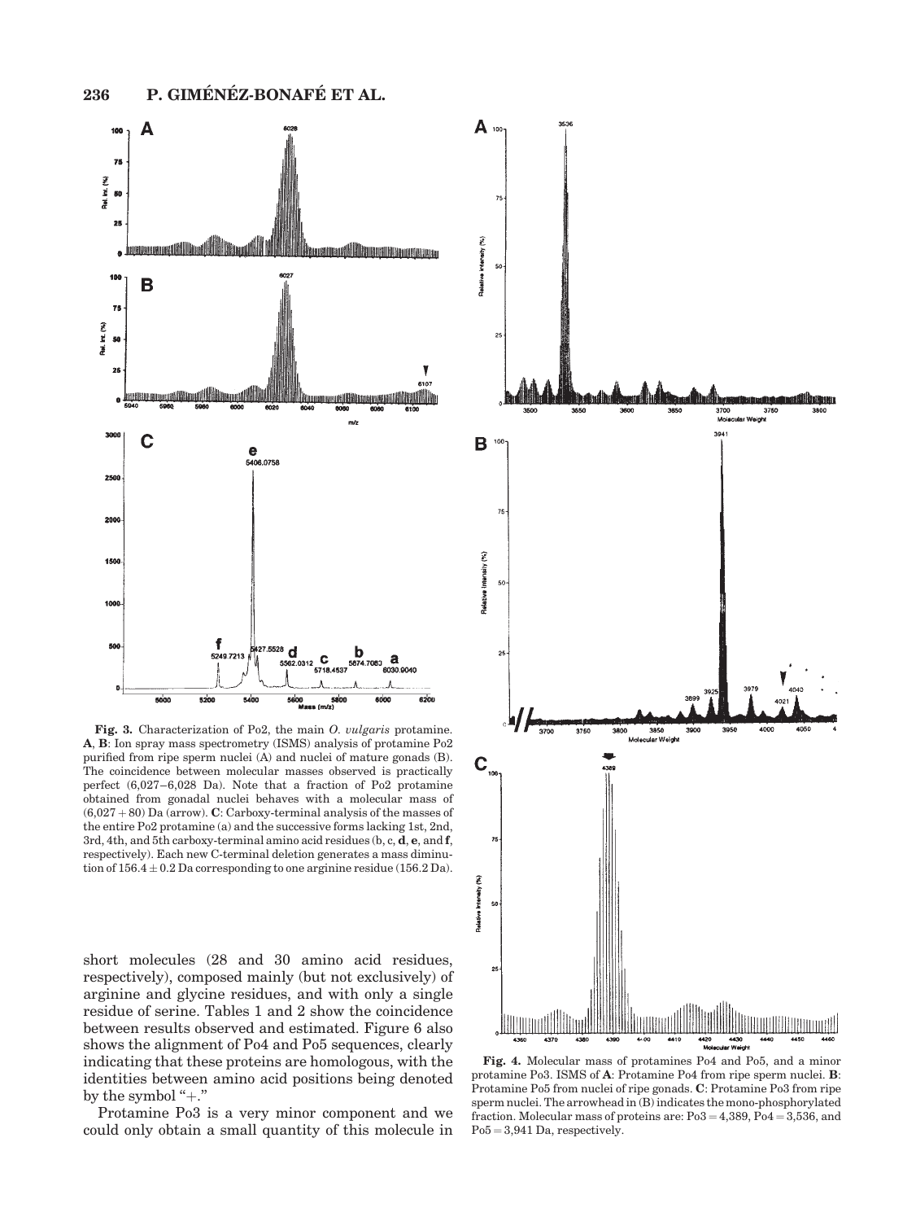**Fig. 3.** Characterization of Po2, the main *O. vulgaris* protamine. **A**, **B**: Ion spray mass spectrometry (ISMS) analysis of protamine Po2 purified from ripe sperm nuclei (A) and nuclei of mature gonads (B). The coincidence between molecular masses observed is practically perfect (6,027–6,028 Da). Note that a fraction of Po2 protamine obtained from gonadal nuclei behaves with a molecular mass of (6,027 + 80) Da (arrow). **C**: Carboxy-terminal analysis of the masses of the entire Po2 protamine (a) and the successive forms lacking 1st, 2nd, 3rd, 4th, and 5th carboxy-terminal amino acid residues (b, c, **d**, **e**, and **f**, respectively). Each new C-terminal deletion generates a mass diminution of $156.4 \pm 0.2$ Da corresponding to one arginine residue (156.2 Da).

**Fig. 4.** Molecular mass of protamines Po4 and Po5, and a minor protamine Po3. ISMS of **A**: Protamine Po4 from ripe sperm nuclei. **B**: Protamine Po5 from nuclei of ripe gonads. **C**: Protamine Po3 from ripe sperm nuclei. The arrowhead in (B) indicates the mono-phosphorylated fraction. Molecular mass of proteins are: Po3 = 4,389, Po4 = 3,536, and Po5 = 3,941 Da, respectively.

short molecules (28 and 30 amino acid residues, respectively), composed mainly (but not exclusively) of arginine and glycine residues, and with only a single residue of serine. Tables 1 and 2 show the coincidence between results observed and estimated. Figure 6 also shows the alignment of Po4 and Po5 sequences, clearly indicating that these proteins are homologous, with the identities between amino acid positions being denoted by the symbol "+."

Protamine Po3 is a very minor component and we could only obtain a small quantity of this molecule in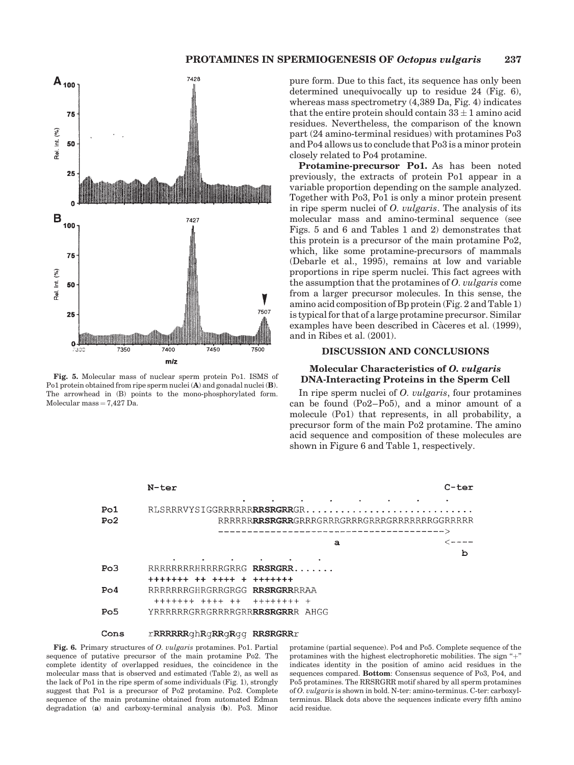pure form. Due to this fact, its sequence has only been determined unequivocally up to residue 24 (Fig. 6), whereas mass spectrometry (4,389 Da, Fig. 4) indicates that the entire protein should contain $33 \pm 1$ amino acid residues. Nevertheless, the comparison of the known part (24 amino-terminal residues) with protamines Po3 and Po4 allows us to conclude that Po3 is a minor protein closely related to Po4 protamine.

**Protamine-precursor Po1.** As has been noted previously, the extracts of protein Po1 appear in a variable proportion depending on the sample analyzed. Together with Po3, Po1 is only a minor protein present in ripe sperm nuclei of *O. vulgaris*. The analysis of its molecular mass and amino-terminal sequence (see Figs. 5 and 6 and Tables 1 and 2) demonstrates that this protein is a precursor of the main protamine Po2, which, like some protamine-precursors of mammals (Debarle et al., 1995), remains at low and variable proportions in ripe sperm nuclei. This fact agrees with the assumption that the protamines of *O. vulgaris* come from a larger precursor molecules. In this sense, the amino acid composition of Bp protein (Fig. 2 and Table 1) is typical for that of a large protamine precursor. Similar examples have been described in Càceres et al. (1999), and in Ribes et al. (2001).

**Fig. 5.** Molecular mass of nuclear sperm protein Po1. ISMS of Po1 protein obtained from ripe sperm nuclei (**A**) and gonadal nuclei (**B**). The arrowhead in (B) points to the mono-phosphorylated form. Molecular mass = 7,427 Da.

## DISCUSSION AND CONCLUSIONS

### Molecular Characteristics of *O. vulgaris* DNA-Interacting Proteins in the Sperm Cell

In ripe sperm nuclei of *O. vulgaris*, four protamines can be found (Po2–Po5), and a minor amount of a molecule (Po1) that represents, in all probability, a precursor form of the main Po2 protamine. The amino acid sequence and composition of these molecules are shown in Figure 6 and Table 1, respectively.

```
       N-ter                                                   C-ter
Po1    RLSRRRVYSIGGRRRRRRRRSRGRRGR.............................
Po2                  RRRRRRRRSRGRRGRRRGRRRGRRRGRRRGRRRRRRRGGRRRRR
                     ------------------------------------->
                                               a           <----
                                                               b
Po3    RRRRRRRRHRRRRGRRG RRSRGRR.......
       +++++++ ++ ++++ + +++++++
Po4    RRRRRRRGHRGRRGRGG RRSRGRRRRAA
        +++++++ ++++ ++  ++++++++ +
Po5    YRRRRRRGRRGRRRRGRRRRSRGRRR AHGG

Cons   rRRRRRRghRgRRgRgg RRSRGRRr
```

**Fig. 6.** Primary structures of *O. vulgaris* protamines. Po1. Partial sequence of putative precursor of the main protamine Po2. The complete identity of overlapped residues, the coincidence in the molecular mass that is observed and estimated (Table 2), as well as the lack of Po1 in the ripe sperm of some individuals (Fig. 1), strongly suggest that Po1 is a precursor of Po2 protamine. Po2. Complete sequence of the main protamine obtained from automated Edman degradation (**a**) and carboxy-terminal analysis (**b**). Po3. Minor protamine (partial sequence). Po4 and Po5. Complete sequence of the protamines with the highest electrophoretic mobilities. The sign "+" indicates identity in the position of amino acid residues in the sequences compared. **Bottom**: Consensus sequence of Po3, Po4, and Po5 protamines. The RRSRGRR motif shared by all sperm protamines of *O. vulgaris* is shown in bold. N-ter: amino-terminus. C-ter: carboxyl-terminus. Black dots above the sequences indicate every fifth amino acid residue.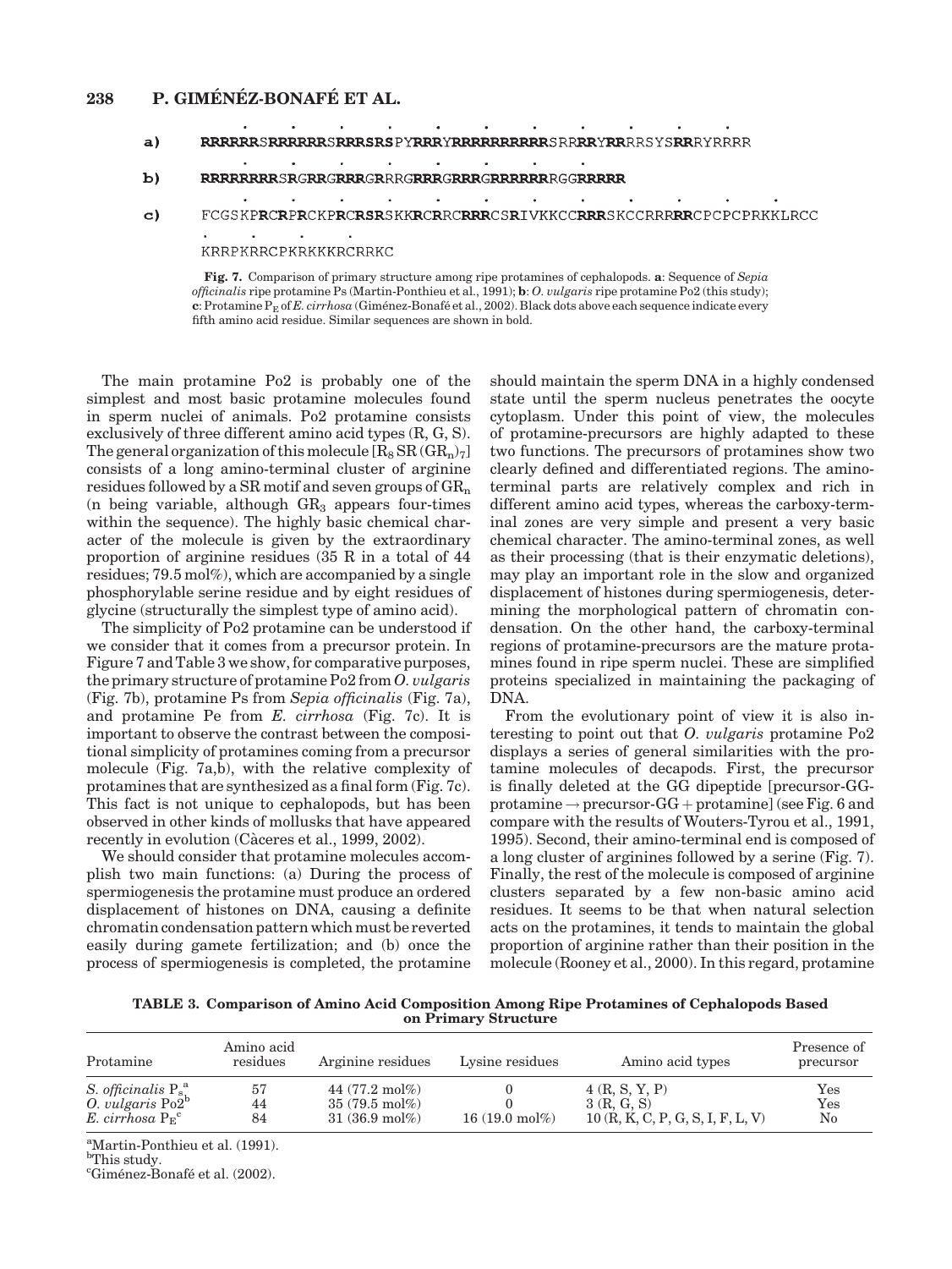a) **RRRRRR**S**RRRRRR**S**RRR**S**RS**PY**RRR**Y**RRRRRRRRRR**S**RR**R**RR**Y**RR**RRSYS**RR**RYRRRR

b) **RRRRRRRR**S**R**G**RR**G**RRR**G**R**RRG**RRR**G**RRR**G**RRRRRR**RRGG**RRRRR**

c) FCGSKP**R**C**R**P**R**CKP**R**C**RSR**SKK**R**C**R**RC**RRR**CS**R**IVKKCC**RRR**SKCCRRR**RR**CPCPCPRKKLRCC

KRRPKRRCPKRKKKRCRRKC

**Fig. 7.** Comparison of primary structure among ripe protamines of cephalopods. **a**: Sequence of *Sepia officinalis* ripe protamine Ps (Martin-Ponthieu et al., 1991); **b**: *O. vulgaris* ripe protamine Po2 (this study); **c**: Protamine $P_E$ of *E. cirrhosa* (Giménez-Bonafé et al., 2002). Black dots above each sequence indicate every fifth amino acid residue. Similar sequences are shown in bold.

The main protamine Po2 is probably one of the simplest and most basic protamine molecules found in sperm nuclei of animals. Po2 protamine consists exclusively of three different amino acid types (R, G, S). The general organization of this molecule $[R_8 SR (GR_n)_7]$ consists of a long amino-terminal cluster of arginine residues followed by a SR motif and seven groups of $GR_n$ (n being variable, although $GR_3$ appears four-times within the sequence). The highly basic chemical character of the molecule is given by the extraordinary proportion of arginine residues (35 R in a total of 44 residues; 79.5 mol%), which are accompanied by a single phosphorylable serine residue and by eight residues of glycine (structurally the simplest type of amino acid).

The simplicity of Po2 protamine can be understood if we consider that it comes from a precursor protein. In Figure 7 and Table 3 we show, for comparative purposes, the primary structure of protamine Po2 from *O. vulgaris* (Fig. 7b), protamine Ps from *Sepia officinalis* (Fig. 7a), and protamine Pe from *E. cirrhosa* (Fig. 7c). It is important to observe the contrast between the compositional simplicity of protamines coming from a precursor molecule (Fig. 7a,b), with the relative complexity of protamines that are synthesized as a final form (Fig. 7c). This fact is not unique to cephalopods, but has been observed in other kinds of mollusks that have appeared recently in evolution (Càceres et al., 1999, 2002).

We should consider that protamine molecules accomplish two main functions: (a) During the process of spermiogenesis the protamine must produce an ordered displacement of histones on DNA, causing a definite chromatin condensation pattern which must be reverted easily during gamete fertilization; and (b) once the process of spermiogenesis is completed, the protamine should maintain the sperm DNA in a highly condensed state until the sperm nucleus penetrates the oocyte cytoplasm. Under this point of view, the molecules of protamine-precursors are highly adapted to these two functions. The precursors of protamines show two clearly defined and differentiated regions. The amino-terminal parts are relatively complex and rich in different amino acid types, whereas the carboxy-terminal zones are very simple and present a very basic chemical character. The amino-terminal zones, as well as their processing (that is their enzymatic deletions), may play an important role in the slow and organized displacement of histones during spermiogenesis, determining the morphological pattern of chromatin condensation. On the other hand, the carboxy-terminal regions of protamine-precursors are the mature protamines found in ripe sperm nuclei. These are simplified proteins specialized in maintaining the packaging of DNA.

From the evolutionary point of view it is also interesting to point out that *O. vulgaris* protamine Po2 displays a series of general similarities with the protamine molecules of decapods. First, the precursor is finally deleted at the GG dipeptide [precursor-GG-protamine → precursor-GG + protamine] (see Fig. 6 and compare with the results of Wouters-Tyrou et al., 1991, 1995). Second, their amino-terminal end is composed of a long cluster of arginines followed by a serine (Fig. 7). Finally, the rest of the molecule is composed of arginine clusters separated by a few non-basic amino acid residues. It seems to be that when natural selection acts on the protamines, it tends to maintain the global proportion of arginine rather than their position in the molecule (Rooney et al., 2000). In this regard, protamine

**TABLE 3. Comparison of Amino Acid Composition Among Ripe Protamines of Cephalopods Based on Primary Structure**

| Protamine | Amino acid residues | Arginine residues | Lysine residues | Amino acid types | Presence of precursor |
|---|---|---|---|---|---|
| *S. officinalis* $P_s$[a] | 57 | 44 (77.2 mol%) | 0 | 4 (R, S, Y, P) | Yes |
| *O. vulgaris* Po2[b] | 44 | 35 (79.5 mol%) | 0 | 3 (R, G, S) | Yes |
| *E. cirrhosa* $P_E$[c] | 84 | 31 (36.9 mol%) | 16 (19.0 mol%) | 10 (R, K, C, P, G, S, I, F, L, V) | No |

[a]Martin-Ponthieu et al. (1991).
[b]This study.
[c]Giménez-Bonafé et al. (2002).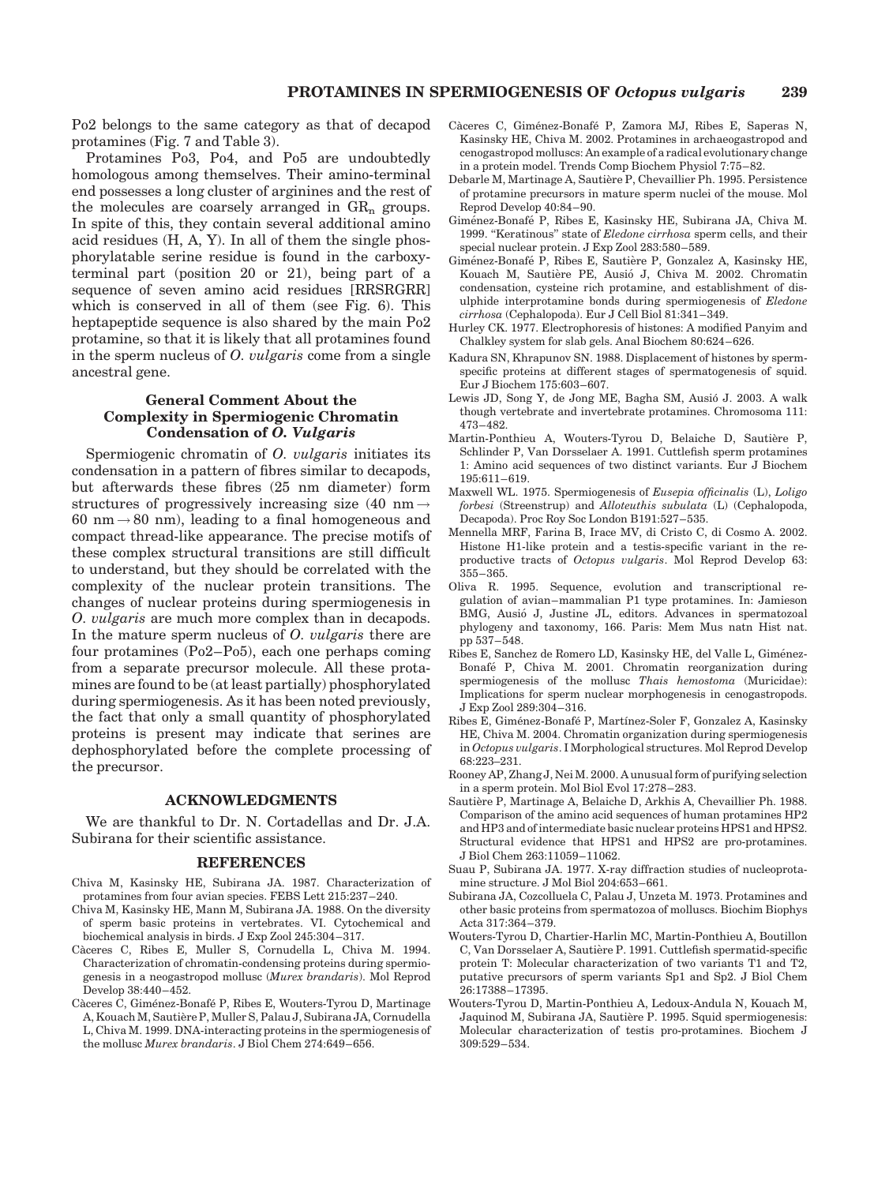Po2 belongs to the same category as that of decapod protamines (Fig. 7 and Table 3).

Protamines Po3, Po4, and Po5 are undoubtedly homologous among themselves. Their amino-terminal end possesses a long cluster of arginines and the rest of the molecules are coarsely arranged in $GR_n$ groups. In spite of this, they contain several additional amino acid residues (H, A, Y). In all of them the single phosphorylatable serine residue is found in the carboxy-terminal part (position 20 or 21), being part of a sequence of seven amino acid residues [RRSRGRR] which is conserved in all of them (see Fig. 6). This heptapeptide sequence is also shared by the main Po2 protamine, so that it is likely that all protamines found in the sperm nucleus of *O. vulgaris* come from a single ancestral gene.

## General Comment About the Complexity in Spermiogenic Chromatin Condensation of *O. Vulgaris*

Spermiogenic chromatin of *O. vulgaris* initiates its condensation in a pattern of fibres similar to decapods, but afterwards these fibres (25 nm diameter) form structures of progressively increasing size (40 nm $\rightarrow$ 60 nm $\rightarrow$ 80 nm), leading to a final homogeneous and compact thread-like appearance. The precise motifs of these complex structural transitions are still difficult to understand, but they should be correlated with the complexity of the nuclear protein transitions. The changes of nuclear proteins during spermiogenesis in *O. vulgaris* are much more complex than in decapods. In the mature sperm nucleus of *O. vulgaris* there are four protamines (Po2–Po5), each one perhaps coming from a separate precursor molecule. All these protamines are found to be (at least partially) phosphorylated during spermiogenesis. As it has been noted previously, the fact that only a small quantity of phosphorylated proteins is present may indicate that serines are dephosphorylated before the complete processing of the precursor.

## ACKNOWLEDGMENTS

We are thankful to Dr. N. Cortadellas and Dr. J.A. Subirana for their scientific assistance.

## REFERENCES

Chiva M, Kasinsky HE, Subirana JA. 1987. Characterization of protamines from four avian species. FEBS Lett 215:237–240.

Chiva M, Kasinsky HE, Mann M, Subirana JA. 1988. On the diversity of sperm basic proteins in vertebrates. VI. Cytochemical and biochemical analysis in birds. J Exp Zool 245:304–317.

Càceres C, Ribes E, Muller S, Cornudella L, Chiva M. 1994. Characterization of chromatin-condensing proteins during spermiogenesis in a neogastropod mollusc (*Murex brandaris*). Mol Reprod Develop 38:440–452.

Càceres C, Giménez-Bonafé P, Ribes E, Wouters-Tyrou D, Martinage A, Kouach M, Sautière P, Muller S, Palau J, Subirana JA, Cornudella L, Chiva M. 1999. DNA-interacting proteins in the spermiogenesis of the mollusc *Murex brandaris*. J Biol Chem 274:649–656.

Càceres C, Giménez-Bonafé P, Zamora MJ, Ribes E, Saperas N, Kasinsky HE, Chiva M. 2002. Protamines in archaeogastropod and cenogastropod molluscs: An example of a radical evolutionary change in a protein model. Trends Comp Biochem Physiol 7:75–82.

Debarle M, Martinage A, Sautière P, Chevaillier Ph. 1995. Persistence of protamine precursors in mature sperm nuclei of the mouse. Mol Reprod Develop 40:84–90.

Giménez-Bonafé P, Ribes E, Kasinsky HE, Subirana JA, Chiva M. 1999. "Keratinous" state of *Eledone cirrhosa* sperm cells, and their special nuclear protein. J Exp Zool 283:580–589.

Giménez-Bonafé P, Ribes E, Sautière P, Gonzalez A, Kasinsky HE, Kouach M, Sautière PE, Ausió J, Chiva M. 2002. Chromatin condensation, cysteine rich protamine, and establishment of disulphide interprotamine bonds during spermiogenesis of *Eledone cirrhosa* (Cephalopoda). Eur J Cell Biol 81:341–349.

Hurley CK. 1977. Electrophoresis of histones: A modified Panyim and Chalkley system for slab gels. Anal Biochem 80:624–626.

Kadura SN, Khrapunov SN. 1988. Displacement of histones by sperm-specific proteins at different stages of spermatogenesis of squid. Eur J Biochem 175:603–607.

Lewis JD, Song Y, de Jong ME, Bagha SM, Ausió J. 2003. A walk though vertebrate and invertebrate protamines. Chromosoma 111: 473–482.

Martin-Ponthieu A, Wouters-Tyrou D, Belaiche D, Sautière P, Schlinder P, Van Dorsselaer A. 1991. Cuttlefish sperm protamines 1: Amino acid sequences of two distinct variants. Eur J Biochem 195:611–619.

Maxwell WL. 1975. Spermiogenesis of *Eusepia officinalis* (L), *Loligo forbesi* (Streenstrup) and *Alloteuthis subulata* (L) (Cephalopoda, Decapoda). Proc Roy Soc London B191:527–535.

Mennella MRF, Farina B, Irace MV, di Cristo C, di Cosmo A. 2002. Histone H1-like protein and a testis-specific variant in the reproductive tracts of *Octopus vulgaris*. Mol Reprod Develop 63: 355–365.

Oliva R. 1995. Sequence, evolution and transcriptional regulation of avian–mammalian P1 type protamines. In: Jamieson BMG, Ausió J, Justine JL, editors. Advances in spermatozoal phylogeny and taxonomy, 166. Paris: Mem Mus natn Hist nat. pp 537–548.

Ribes E, Sanchez de Romero LD, Kasinsky HE, del Valle L, Giménez-Bonafé P, Chiva M. 2001. Chromatin reorganization during spermiogenesis of the mollusc *Thais hemostoma* (Muricidae): Implications for sperm nuclear morphogenesis in cenogastropods. J Exp Zool 289:304–316.

Ribes E, Giménez-Bonafé P, Martínez-Soler F, Gonzalez A, Kasinsky HE, Chiva M. 2004. Chromatin organization during spermiogenesis in *Octopus vulgaris*. I Morphological structures. Mol Reprod Develop 68:223–231.

Rooney AP, Zhang J, Nei M. 2000. A unusual form of purifying selection in a sperm protein. Mol Biol Evol 17:278–283.

Sautière P, Martinage A, Belaiche D, Arkhis A, Chevaillier Ph. 1988. Comparison of the amino acid sequences of human protamines HP2 and HP3 and of intermediate basic nuclear proteins HPS1 and HPS2. Structural evidence that HPS1 and HPS2 are pro-protamines. J Biol Chem 263:11059–11062.

Suau P, Subirana JA. 1977. X-ray diffraction studies of nucleoprotamine structure. J Mol Biol 204:653–661.

Subirana JA, Cozcolluela C, Palau J, Unzeta M. 1973. Protamines and other basic proteins from spermatozoa of molluscs. Biochim Biophys Acta 317:364–379.

Wouters-Tyrou D, Chartier-Harlin MC, Martin-Ponthieu A, Boutillon C, Van Dorsselaer A, Sautière P. 1991. Cuttlefish spermatid-specific protein T: Molecular characterization of two variants T1 and T2, putative precursors of sperm variants Sp1 and Sp2. J Biol Chem 26:17388–17395.

Wouters-Tyrou D, Martin-Ponthieu A, Ledoux-Andula N, Kouach M, Jaquinod M, Subirana JA, Sautière P. 1995. Squid spermiogenesis: Molecular characterization of testis pro-protamines. Biochem J 309:529–534.